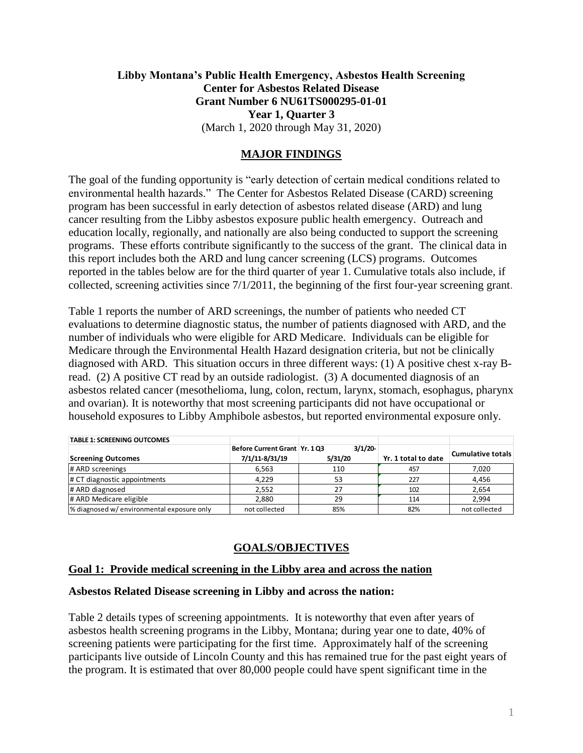**Libby Montana's Public Health Emergency, Asbestos Health Screening**
**Center for Asbestos Related Disease**
**Grant Number 6 NU61TS000295-01-01**
**Year 1, Quarter 3**
(March 1, 2020 through May 31, 2020)

## MAJOR FINDINGS

The goal of the funding opportunity is "early detection of certain medical conditions related to environmental health hazards." The Center for Asbestos Related Disease (CARD) screening program has been successful in early detection of asbestos related disease (ARD) and lung cancer resulting from the Libby asbestos exposure public health emergency. Outreach and education locally, regionally, and nationally are also being conducted to support the screening programs. These efforts contribute significantly to the success of the grant. The clinical data in this report includes both the ARD and lung cancer screening (LCS) programs. Outcomes reported in the tables below are for the third quarter of year 1. Cumulative totals also include, if collected, screening activities since 7/1/2011, the beginning of the first four-year screening grant.

Table 1 reports the number of ARD screenings, the number of patients who needed CT evaluations to determine diagnostic status, the number of patients diagnosed with ARD, and the number of individuals who were eligible for ARD Medicare. Individuals can be eligible for Medicare through the Environmental Health Hazard designation criteria, but not be clinically diagnosed with ARD. This situation occurs in three different ways: (1) A positive chest x-ray B-read. (2) A positive CT read by an outside radiologist. (3) A documented diagnosis of an asbestos related cancer (mesothelioma, lung, colon, rectum, larynx, stomach, esophagus, pharynx and ovarian). It is noteworthy that most screening participants did not have occupational or household exposures to Libby Amphibole asbestos, but reported environmental exposure only.

**TABLE 1: SCREENING OUTCOMES**

| Screening Outcomes | Before Current Grant 7/1/11-8/31/19 | Yr. 1 Q3 3/1/20-5/31/20 | Yr. 1 total to date | Cumulative totals |
|---|---|---|---|---|
| # ARD screenings | 6,563 | 110 | 457 | 7,020 |
| # CT diagnostic appointments | 4,229 | 53 | 227 | 4,456 |
| # ARD diagnosed | 2,552 | 27 | 102 | 2,654 |
| # ARD Medicare eligible | 2,880 | 29 | 114 | 2,994 |
| % diagnosed w/ environmental exposure only | not collected | 85% | 82% | not collected |

## GOALS/OBJECTIVES

### Goal 1: Provide medical screening in the Libby area and across the nation

**Asbestos Related Disease screening in Libby and across the nation:**

Table 2 details types of screening appointments. It is noteworthy that even after years of asbestos health screening programs in the Libby, Montana; during year one to date, 40% of screening patients were participating for the first time. Approximately half of the screening participants live outside of Lincoln County and this has remained true for the past eight years of the program. It is estimated that over 80,000 people could have spent significant time in the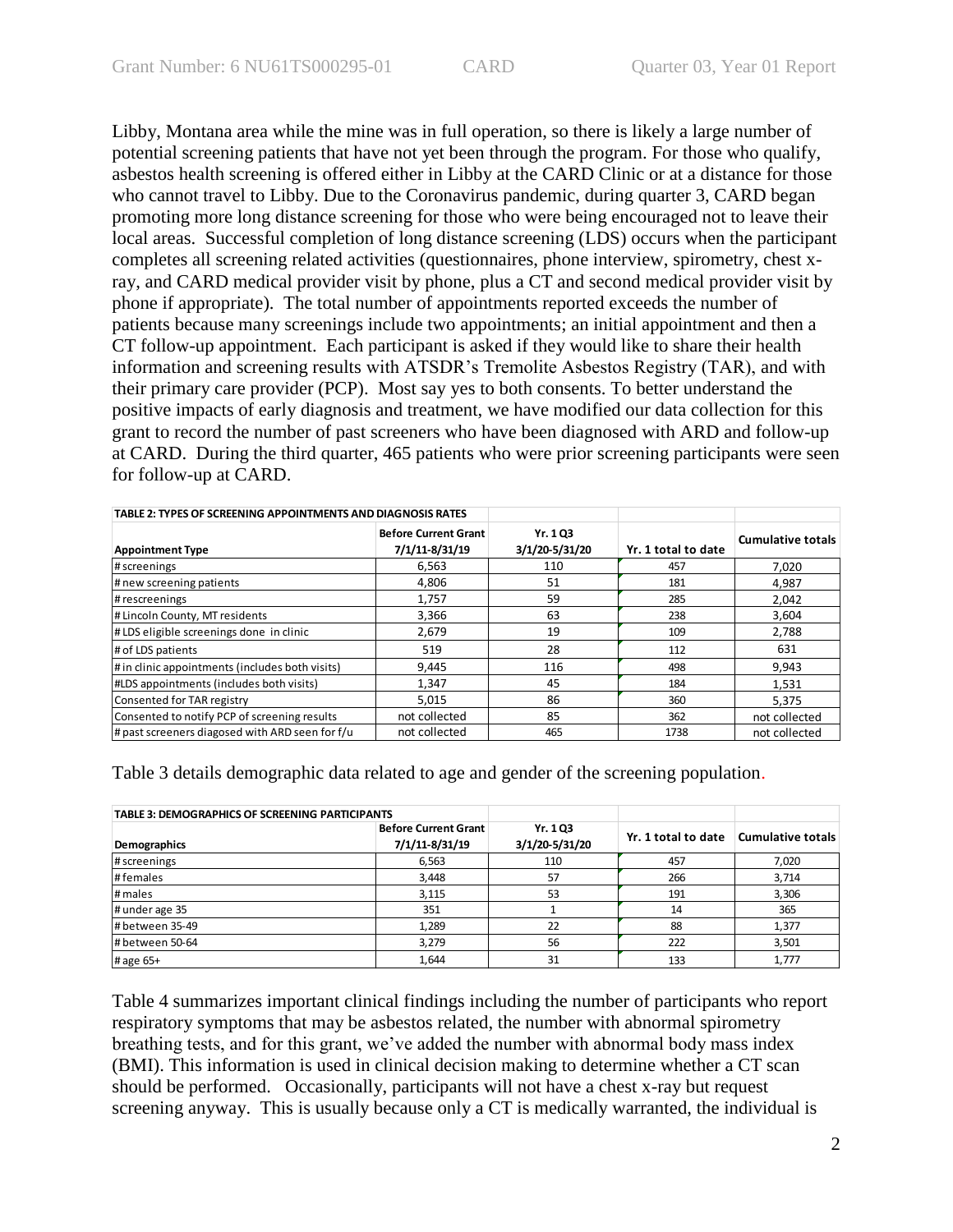Libby, Montana area while the mine was in full operation, so there is likely a large number of potential screening patients that have not yet been through the program. For those who qualify, asbestos health screening is offered either in Libby at the CARD Clinic or at a distance for those who cannot travel to Libby. Due to the Coronavirus pandemic, during quarter 3, CARD began promoting more long distance screening for those who were being encouraged not to leave their local areas. Successful completion of long distance screening (LDS) occurs when the participant completes all screening related activities (questionnaires, phone interview, spirometry, chest x-ray, and CARD medical provider visit by phone, plus a CT and second medical provider visit by phone if appropriate). The total number of appointments reported exceeds the number of patients because many screenings include two appointments; an initial appointment and then a CT follow-up appointment. Each participant is asked if they would like to share their health information and screening results with ATSDR's Tremolite Asbestos Registry (TAR), and with their primary care provider (PCP). Most say yes to both consents. To better understand the positive impacts of early diagnosis and treatment, we have modified our data collection for this grant to record the number of past screeners who have been diagnosed with ARD and follow-up at CARD. During the third quarter, 465 patients who were prior screening participants were seen for follow-up at CARD.

**TABLE 2: TYPES OF SCREENING APPOINTMENTS AND DIAGNOSIS RATES**

| Appointment Type | Before Current Grant 7/1/11-8/31/19 | Yr. 1 Q3 3/1/20-5/31/20 | Yr. 1 total to date | Cumulative totals |
|---|---|---|---|---|
| # screenings | 6,563 | 110 | 457 | 7,020 |
| # new screening patients | 4,806 | 51 | 181 | 4,987 |
| # rescreenings | 1,757 | 59 | 285 | 2,042 |
| # Lincoln County, MT residents | 3,366 | 63 | 238 | 3,604 |
| # LDS eligible screenings done in clinic | 2,679 | 19 | 109 | 2,788 |
| # of LDS patients | 519 | 28 | 112 | 631 |
| # in clinic appointments (includes both visits) | 9,445 | 116 | 498 | 9,943 |
| #LDS appointments (includes both visits) | 1,347 | 45 | 184 | 1,531 |
| Consented for TAR registry | 5,015 | 86 | 360 | 5,375 |
| Consented to notify PCP of screening results | not collected | 85 | 362 | not collected |
| # past screeners diagosed with ARD seen for f/u | not collected | 465 | 1738 | not collected |

Table 3 details demographic data related to age and gender of the screening population.

**TABLE 3: DEMOGRAPHICS OF SCREENING PARTICIPANTS**

| Demographics | Before Current Grant 7/1/11-8/31/19 | Yr. 1 Q3 3/1/20-5/31/20 | Yr. 1 total to date | Cumulative totals |
|---|---|---|---|---|
| # screenings | 6,563 | 110 | 457 | 7,020 |
| # females | 3,448 | 57 | 266 | 3,714 |
| # males | 3,115 | 53 | 191 | 3,306 |
| # under age 35 | 351 | 1 | 14 | 365 |
| # between 35-49 | 1,289 | 22 | 88 | 1,377 |
| # between 50-64 | 3,279 | 56 | 222 | 3,501 |
| # age 65+ | 1,644 | 31 | 133 | 1,777 |

Table 4 summarizes important clinical findings including the number of participants who report respiratory symptoms that may be asbestos related, the number with abnormal spirometry breathing tests, and for this grant, we've added the number with abnormal body mass index (BMI). This information is used in clinical decision making to determine whether a CT scan should be performed. Occasionally, participants will not have a chest x-ray but request screening anyway. This is usually because only a CT is medically warranted, the individual is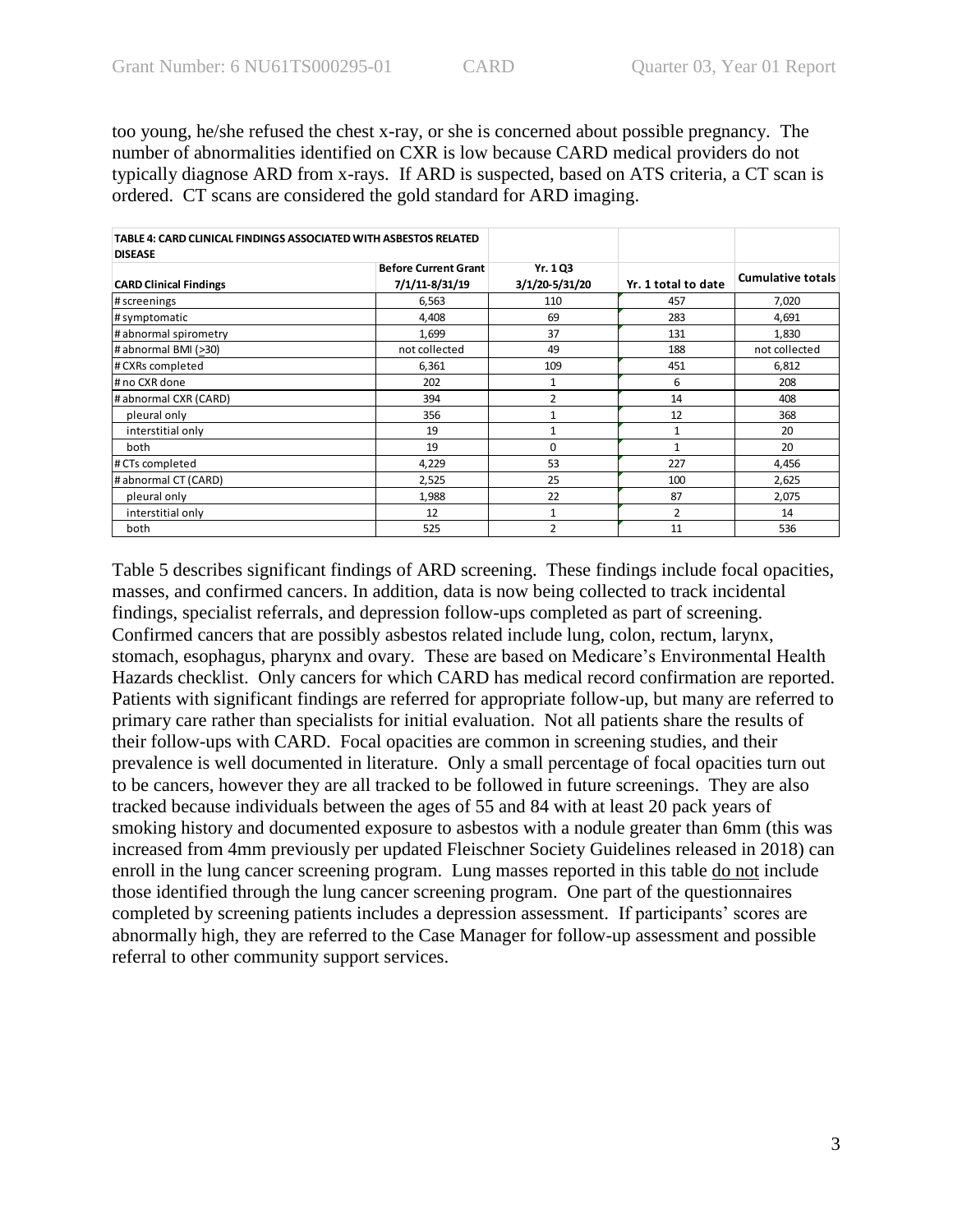too young, he/she refused the chest x-ray, or she is concerned about possible pregnancy. The number of abnormalities identified on CXR is low because CARD medical providers do not typically diagnose ARD from x-rays. If ARD is suspected, based on ATS criteria, a CT scan is ordered. CT scans are considered the gold standard for ARD imaging.

| TABLE 4: CARD CLINICAL FINDINGS ASSOCIATED WITH ASBESTOS RELATED DISEASE | | | | |
|---|---|---|---|---|
| **CARD Clinical Findings** | **Before Current Grant 7/1/11-8/31/19** | **Yr. 1 Q3 3/1/20-5/31/20** | **Yr. 1 total to date** | **Cumulative totals** |
| # screenings | 6,563 | 110 | 457 | 7,020 |
| # symptomatic | 4,408 | 69 | 283 | 4,691 |
| # abnormal spirometry | 1,699 | 37 | 131 | 1,830 |
| # abnormal BMI (>30) | not collected | 49 | 188 | not collected |
| # CXRs completed | 6,361 | 109 | 451 | 6,812 |
| # no CXR done | 202 | 1 | 6 | 208 |
| # abnormal CXR (CARD) | 394 | 2 | 14 | 408 |
| pleural only | 356 | 1 | 12 | 368 |
| interstitial only | 19 | 1 | 1 | 20 |
| both | 19 | 0 | 1 | 20 |
| # CTs completed | 4,229 | 53 | 227 | 4,456 |
| # abnormal CT (CARD) | 2,525 | 25 | 100 | 2,625 |
| pleural only | 1,988 | 22 | 87 | 2,075 |
| interstitial only | 12 | 1 | 2 | 14 |
| both | 525 | 2 | 11 | 536 |

Table 5 describes significant findings of ARD screening. These findings include focal opacities, masses, and confirmed cancers. In addition, data is now being collected to track incidental findings, specialist referrals, and depression follow-ups completed as part of screening. Confirmed cancers that are possibly asbestos related include lung, colon, rectum, larynx, stomach, esophagus, pharynx and ovary. These are based on Medicare's Environmental Health Hazards checklist. Only cancers for which CARD has medical record confirmation are reported. Patients with significant findings are referred for appropriate follow-up, but many are referred to primary care rather than specialists for initial evaluation. Not all patients share the results of their follow-ups with CARD. Focal opacities are common in screening studies, and their prevalence is well documented in literature. Only a small percentage of focal opacities turn out to be cancers, however they are all tracked to be followed in future screenings. They are also tracked because individuals between the ages of 55 and 84 with at least 20 pack years of smoking history and documented exposure to asbestos with a nodule greater than 6mm (this was increased from 4mm previously per updated Fleischner Society Guidelines released in 2018) can enroll in the lung cancer screening program. Lung masses reported in this table <u>do not</u> include those identified through the lung cancer screening program. One part of the questionnaires completed by screening patients includes a depression assessment. If participants' scores are abnormally high, they are referred to the Case Manager for follow-up assessment and possible referral to other community support services.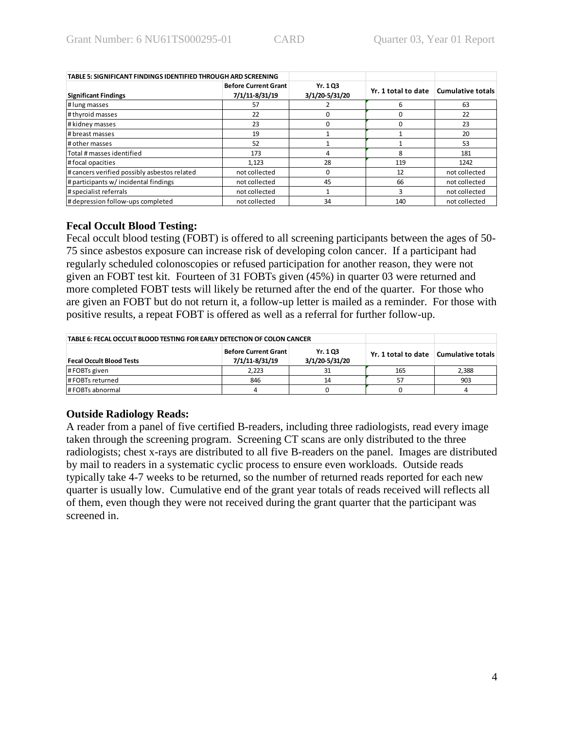| TABLE 5: SIGNIFICANT FINDINGS IDENTIFIED THROUGH ARD SCREENING | | | | |
|---|---|---|---|---|
| **Significant Findings** | **Before Current Grant 7/1/11-8/31/19** | **Yr. 1 Q3 3/1/20-5/31/20** | **Yr. 1 total to date** | **Cumulative totals** |
| # lung masses | 57 | 2 | 6 | 63 |
| # thyroid masses | 22 | 0 | 0 | 22 |
| # kidney masses | 23 | 0 | 0 | 23 |
| # breast masses | 19 | 1 | 1 | 20 |
| # other masses | 52 | 1 | 1 | 53 |
| Total # masses identified | 173 | 4 | 8 | 181 |
| # focal opacities | 1,123 | 28 | 119 | 1242 |
| # cancers verified possibly asbestos related | not collected | 0 | 12 | not collected |
| # participants w/ incidental findings | not collected | 45 | 66 | not collected |
| # specialist referrals | not collected | 1 | 3 | not collected |
| # depression follow-ups completed | not collected | 34 | 140 | not collected |

## Fecal Occult Blood Testing:

Fecal occult blood testing (FOBT) is offered to all screening participants between the ages of 50-75 since asbestos exposure can increase risk of developing colon cancer. If a participant had regularly scheduled colonoscopies or refused participation for another reason, they were not given an FOBT test kit. Fourteen of 31 FOBTs given (45%) in quarter 03 were returned and more completed FOBT tests will likely be returned after the end of the quarter. For those who are given an FOBT but do not return it, a follow-up letter is mailed as a reminder. For those with positive results, a repeat FOBT is offered as well as a referral for further follow-up.

| TABLE 6: FECAL OCCULT BLOOD TESTING FOR EARLY DETECTION OF COLON CANCER | | | | |
|---|---|---|---|---|
| **Fecal Occult Blood Tests** | **Before Current Grant 7/1/11-8/31/19** | **Yr. 1 Q3 3/1/20-5/31/20** | **Yr. 1 total to date** | **Cumulative totals** |
| # FOBTs given | 2,223 | 31 | 165 | 2,388 |
| # FOBTs returned | 846 | 14 | 57 | 903 |
| # FOBTs abnormal | 4 | 0 | 0 | 4 |

## Outside Radiology Reads:

A reader from a panel of five certified B-readers, including three radiologists, read every image taken through the screening program. Screening CT scans are only distributed to the three radiologists; chest x-rays are distributed to all five B-readers on the panel. Images are distributed by mail to readers in a systematic cyclic process to ensure even workloads. Outside reads typically take 4-7 weeks to be returned, so the number of returned reads reported for each new quarter is usually low. Cumulative end of the grant year totals of reads received will reflects all of them, even though they were not received during the grant quarter that the participant was screened in.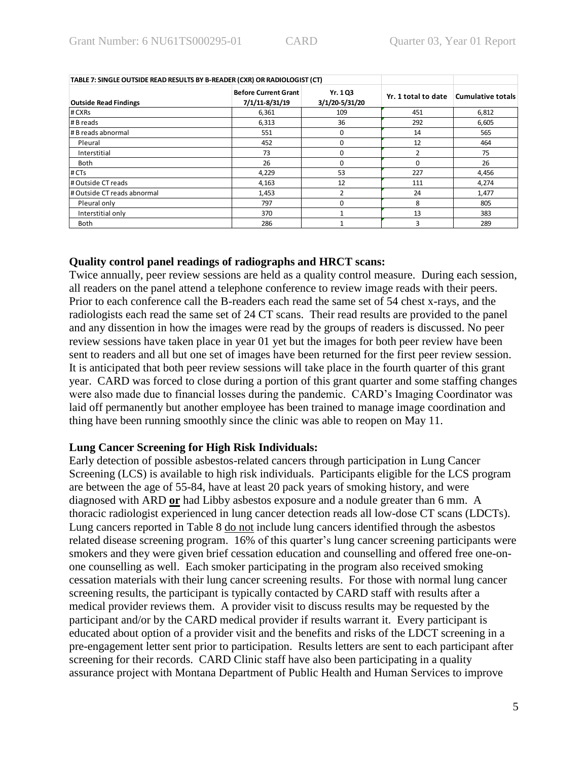| TABLE 7: SINGLE OUTSIDE READ RESULTS BY B-READER (CXR) OR RADIOLOGIST (CT) | | | | |
|---|---|---|---|---|
| **Outside Read Findings** | **Before Current Grant 7/1/11-8/31/19** | **Yr. 1 Q3 3/1/20-5/31/20** | **Yr. 1 total to date** | **Cumulative totals** |
| # CXRs | 6,361 | 109 | 451 | 6,812 |
| # B reads | 6,313 | 36 | 292 | 6,605 |
| # B reads abnormal | 551 | 0 | 14 | 565 |
| Pleural | 452 | 0 | 12 | 464 |
| Interstitial | 73 | 0 | 2 | 75 |
| Both | 26 | 0 | 0 | 26 |
| # CTs | 4,229 | 53 | 227 | 4,456 |
| # Outside CT reads | 4,163 | 12 | 111 | 4,274 |
| # Outside CT reads abnormal | 1,453 | 2 | 24 | 1,477 |
| Pleural only | 797 | 0 | 8 | 805 |
| Interstitial only | 370 | 1 | 13 | 383 |
| Both | 286 | 1 | 3 | 289 |

### Quality control panel readings of radiographs and HRCT scans:

Twice annually, peer review sessions are held as a quality control measure. During each session, all readers on the panel attend a telephone conference to review image reads with their peers. Prior to each conference call the B-readers each read the same set of 54 chest x-rays, and the radiologists each read the same set of 24 CT scans. Their read results are provided to the panel and any dissention in how the images were read by the groups of readers is discussed. No peer review sessions have taken place in year 01 yet but the images for both peer review have been sent to readers and all but one set of images have been returned for the first peer review session. It is anticipated that both peer review sessions will take place in the fourth quarter of this grant year. CARD was forced to close during a portion of this grant quarter and some staffing changes were also made due to financial losses during the pandemic. CARD's Imaging Coordinator was laid off permanently but another employee has been trained to manage image coordination and thing have been running smoothly since the clinic was able to reopen on May 11.

### Lung Cancer Screening for High Risk Individuals:

Early detection of possible asbestos-related cancers through participation in Lung Cancer Screening (LCS) is available to high risk individuals. Participants eligible for the LCS program are between the age of 55-84, have at least 20 pack years of smoking history, and were diagnosed with ARD **or** had Libby asbestos exposure and a nodule greater than 6 mm. A thoracic radiologist experienced in lung cancer detection reads all low-dose CT scans (LDCTs). Lung cancers reported in Table 8 do not include lung cancers identified through the asbestos related disease screening program. 16% of this quarter's lung cancer screening participants were smokers and they were given brief cessation education and counselling and offered free one-on-one counselling as well. Each smoker participating in the program also received smoking cessation materials with their lung cancer screening results. For those with normal lung cancer screening results, the participant is typically contacted by CARD staff with results after a medical provider reviews them. A provider visit to discuss results may be requested by the participant and/or by the CARD medical provider if results warrant it. Every participant is educated about option of a provider visit and the benefits and risks of the LDCT screening in a pre-engagement letter sent prior to participation. Results letters are sent to each participant after screening for their records. CARD Clinic staff have also been participating in a quality assurance project with Montana Department of Public Health and Human Services to improve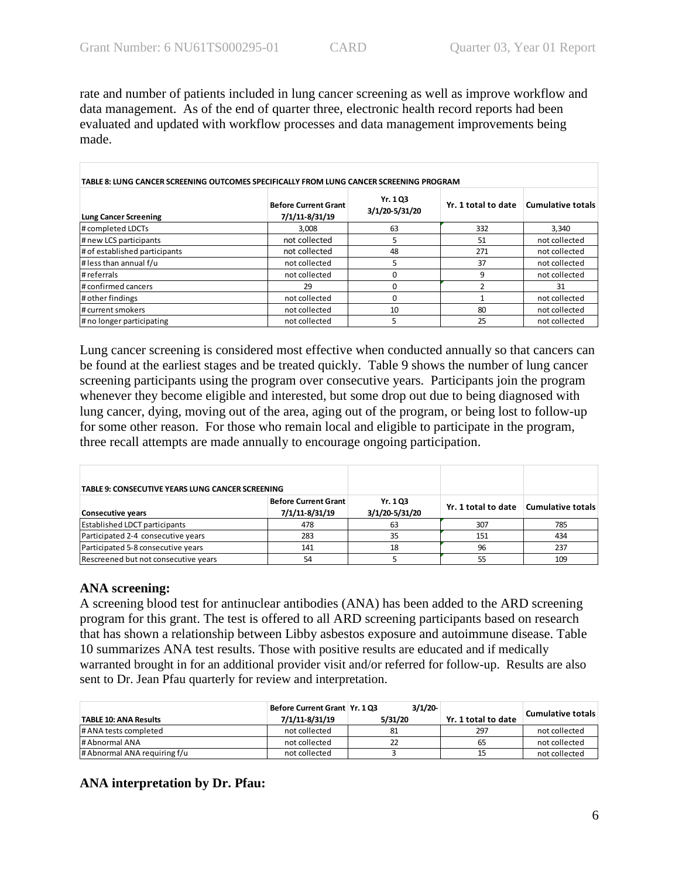rate and number of patients included in lung cancer screening as well as improve workflow and data management. As of the end of quarter three, electronic health record reports had been evaluated and updated with workflow processes and data management improvements being made.

| TABLE 8: LUNG CANCER SCREENING OUTCOMES SPECIFICALLY FROM LUNG CANCER SCREENING PROGRAM | | | | |
|---|---|---|---|---|
| **Lung Cancer Screening** | **Before Current Grant 7/1/11-8/31/19** | **Yr. 1 Q3 3/1/20-5/31/20** | **Yr. 1 total to date** | **Cumulative totals** |
| # completed LDCTs | 3,008 | 63 | 332 | 3,340 |
| # new LCS participants | not collected | 5 | 51 | not collected |
| # of established participants | not collected | 48 | 271 | not collected |
| # less than annual f/u | not collected | 5 | 37 | not collected |
| # referrals | not collected | 0 | 9 | not collected |
| # confirmed cancers | 29 | 0 | 2 | 31 |
| # other findings | not collected | 0 | 1 | not collected |
| # current smokers | not collected | 10 | 80 | not collected |
| # no longer participating | not collected | 5 | 25 | not collected |

Lung cancer screening is considered most effective when conducted annually so that cancers can be found at the earliest stages and be treated quickly. Table 9 shows the number of lung cancer screening participants using the program over consecutive years. Participants join the program whenever they become eligible and interested, but some drop out due to being diagnosed with lung cancer, dying, moving out of the area, aging out of the program, or being lost to follow-up for some other reason. For those who remain local and eligible to participate in the program, three recall attempts are made annually to encourage ongoing participation.

| TABLE 9: CONSECUTIVE YEARS LUNG CANCER SCREENING | | | | |
|---|---|---|---|---|
| **Consecutive years** | **Before Current Grant 7/1/11-8/31/19** | **Yr. 1 Q3 3/1/20-5/31/20** | **Yr. 1 total to date** | **Cumulative totals** |
| Established LDCT participants | 478 | 63 | 307 | 785 |
| Participated 2-4 consecutive years | 283 | 35 | 151 | 434 |
| Participated 5-8 consecutive years | 141 | 18 | 96 | 237 |
| Rescreened but not consecutive years | 54 | 5 | 55 | 109 |

## ANA screening:

A screening blood test for antinuclear antibodies (ANA) has been added to the ARD screening program for this grant. The test is offered to all ARD screening participants based on research that has shown a relationship between Libby asbestos exposure and autoimmune disease. Table 10 summarizes ANA test results. Those with positive results are educated and if medically warranted brought in for an additional provider visit and/or referred for follow-up. Results are also sent to Dr. Jean Pfau quarterly for review and interpretation.

| TABLE 10: ANA Results | Before Current Grant 7/1/11-8/31/19 | Yr. 1 Q3 3/1/20-5/31/20 | Yr. 1 total to date | Cumulative totals |
|---|---|---|---|---|
| # ANA tests completed | not collected | 81 | 297 | not collected |
| # Abnormal ANA | not collected | 22 | 65 | not collected |
| # Abnormal ANA requiring f/u | not collected | 3 | 15 | not collected |

## ANA interpretation by Dr. Pfau: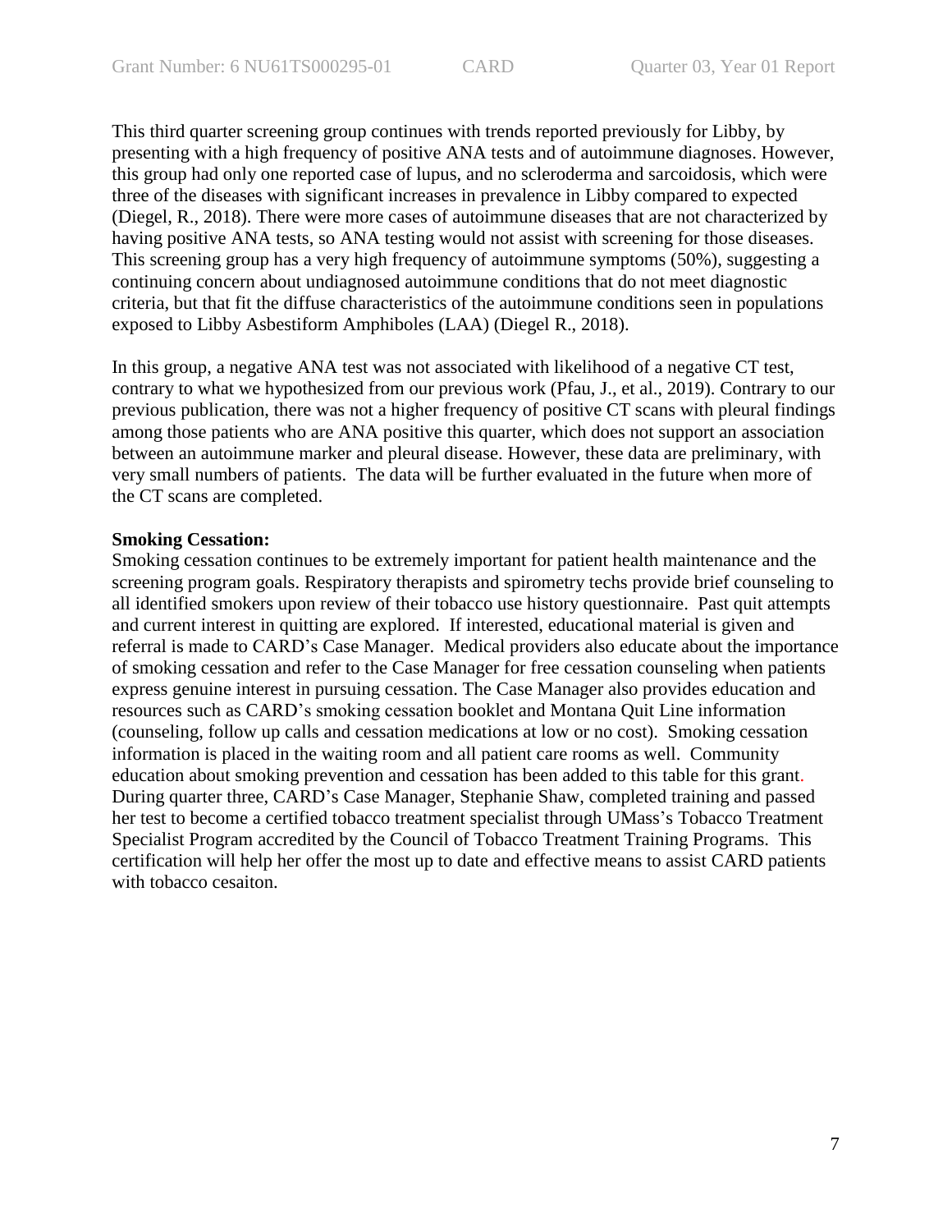This third quarter screening group continues with trends reported previously for Libby, by presenting with a high frequency of positive ANA tests and of autoimmune diagnoses. However, this group had only one reported case of lupus, and no scleroderma and sarcoidosis, which were three of the diseases with significant increases in prevalence in Libby compared to expected (Diegel, R., 2018). There were more cases of autoimmune diseases that are not characterized by having positive ANA tests, so ANA testing would not assist with screening for those diseases. This screening group has a very high frequency of autoimmune symptoms (50%), suggesting a continuing concern about undiagnosed autoimmune conditions that do not meet diagnostic criteria, but that fit the diffuse characteristics of the autoimmune conditions seen in populations exposed to Libby Asbestiform Amphiboles (LAA) (Diegel R., 2018).

In this group, a negative ANA test was not associated with likelihood of a negative CT test, contrary to what we hypothesized from our previous work (Pfau, J., et al., 2019). Contrary to our previous publication, there was not a higher frequency of positive CT scans with pleural findings among those patients who are ANA positive this quarter, which does not support an association between an autoimmune marker and pleural disease. However, these data are preliminary, with very small numbers of patients. The data will be further evaluated in the future when more of the CT scans are completed.

**Smoking Cessation:**

Smoking cessation continues to be extremely important for patient health maintenance and the screening program goals. Respiratory therapists and spirometry techs provide brief counseling to all identified smokers upon review of their tobacco use history questionnaire. Past quit attempts and current interest in quitting are explored. If interested, educational material is given and referral is made to CARD's Case Manager. Medical providers also educate about the importance of smoking cessation and refer to the Case Manager for free cessation counseling when patients express genuine interest in pursuing cessation. The Case Manager also provides education and resources such as CARD's smoking cessation booklet and Montana Quit Line information (counseling, follow up calls and cessation medications at low or no cost). Smoking cessation information is placed in the waiting room and all patient care rooms as well. Community education about smoking prevention and cessation has been added to this table for this grant. During quarter three, CARD's Case Manager, Stephanie Shaw, completed training and passed her test to become a certified tobacco treatment specialist through UMass's Tobacco Treatment Specialist Program accredited by the Council of Tobacco Treatment Training Programs. This certification will help her offer the most up to date and effective means to assist CARD patients with tobacco cesaiton.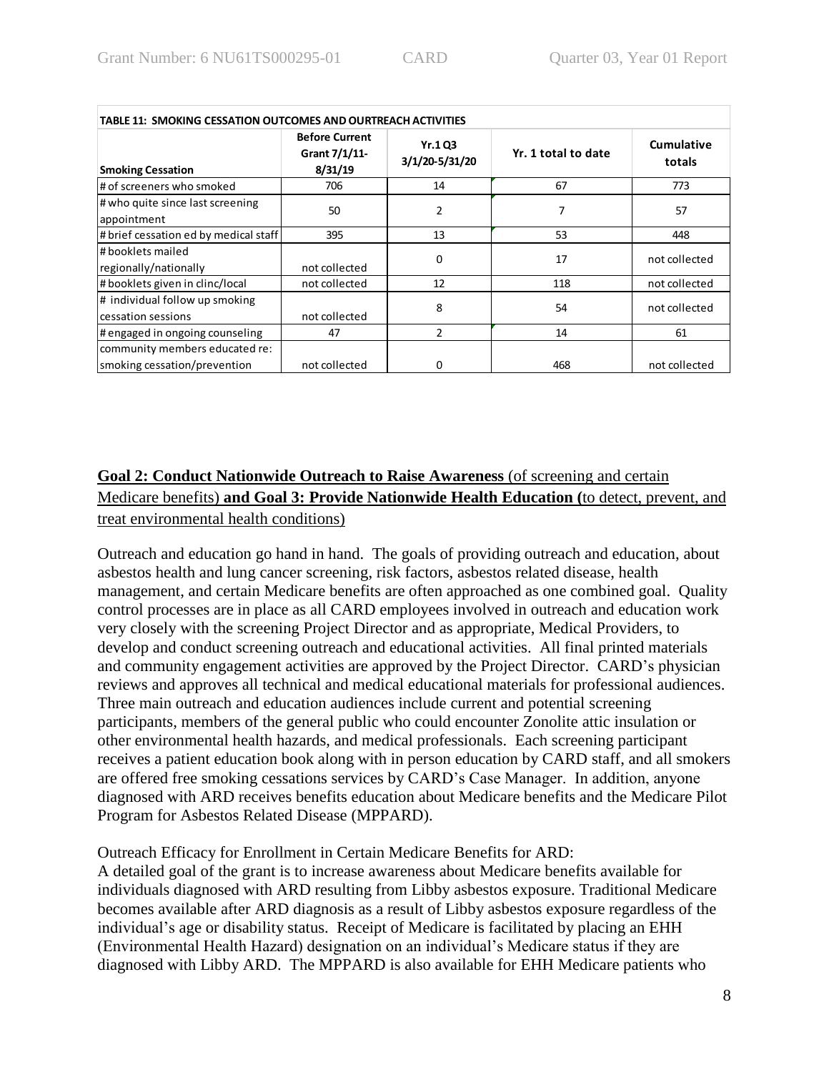**TABLE 11: SMOKING CESSATION OUTCOMES AND OURTREACH ACTIVITIES**

| Smoking Cessation | Before Current Grant 7/1/11-8/31/19 | Yr.1 Q3 3/1/20-5/31/20 | Yr. 1 total to date | Cumulative totals |
|---|---|---|---|---|
| # of screeners who smoked | 706 | 14 | 67 | 773 |
| # who quite since last screening appointment | 50 | 2 | 7 | 57 |
| # brief cessation ed by medical staff | 395 | 13 | 53 | 448 |
| # booklets mailed regionally/nationally | not collected | 0 | 17 | not collected |
| # booklets given in clinc/local | not collected | 12 | 118 | not collected |
| # individual follow up smoking cessation sessions | not collected | 8 | 54 | not collected |
| # engaged in ongoing counseling | 47 | 2 | 14 | 61 |
| community members educated re: smoking cessation/prevention | not collected | 0 | 468 | not collected |

**Goal 2: Conduct Nationwide Outreach to Raise Awareness** (of screening and certain Medicare benefits) **and Goal 3: Provide Nationwide Health Education (**to detect, prevent, and treat environmental health conditions)

Outreach and education go hand in hand. The goals of providing outreach and education, about asbestos health and lung cancer screening, risk factors, asbestos related disease, health management, and certain Medicare benefits are often approached as one combined goal. Quality control processes are in place as all CARD employees involved in outreach and education work very closely with the screening Project Director and as appropriate, Medical Providers, to develop and conduct screening outreach and educational activities. All final printed materials and community engagement activities are approved by the Project Director. CARD's physician reviews and approves all technical and medical educational materials for professional audiences. Three main outreach and education audiences include current and potential screening participants, members of the general public who could encounter Zonolite attic insulation or other environmental health hazards, and medical professionals. Each screening participant receives a patient education book along with in person education by CARD staff, and all smokers are offered free smoking cessations services by CARD's Case Manager. In addition, anyone diagnosed with ARD receives benefits education about Medicare benefits and the Medicare Pilot Program for Asbestos Related Disease (MPPARD).

Outreach Efficacy for Enrollment in Certain Medicare Benefits for ARD:
A detailed goal of the grant is to increase awareness about Medicare benefits available for individuals diagnosed with ARD resulting from Libby asbestos exposure. Traditional Medicare becomes available after ARD diagnosis as a result of Libby asbestos exposure regardless of the individual's age or disability status. Receipt of Medicare is facilitated by placing an EHH (Environmental Health Hazard) designation on an individual's Medicare status if they are diagnosed with Libby ARD. The MPPARD is also available for EHH Medicare patients who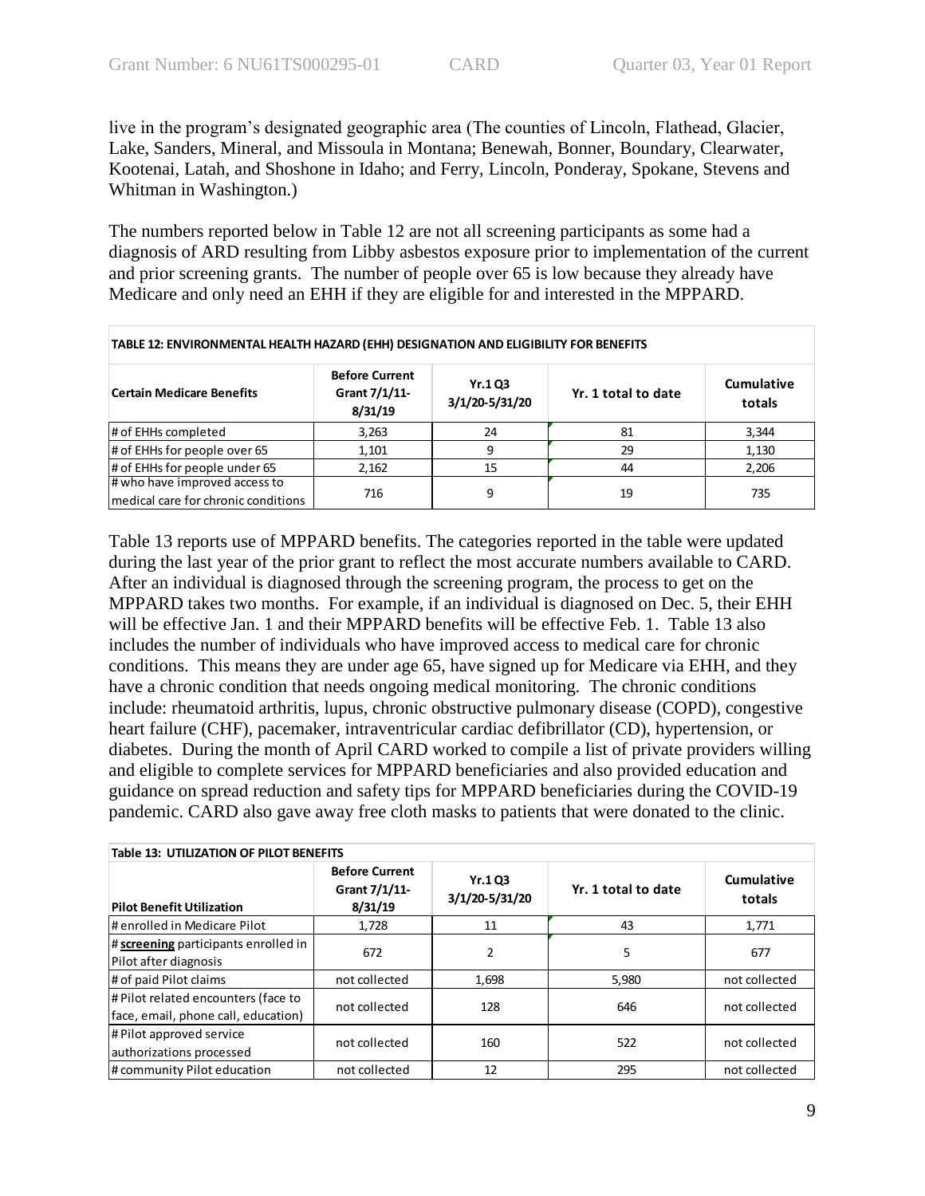live in the program's designated geographic area (The counties of Lincoln, Flathead, Glacier, Lake, Sanders, Mineral, and Missoula in Montana; Benewah, Bonner, Boundary, Clearwater, Kootenai, Latah, and Shoshone in Idaho; and Ferry, Lincoln, Ponderay, Spokane, Stevens and Whitman in Washington.)

The numbers reported below in Table 12 are not all screening participants as some had a diagnosis of ARD resulting from Libby asbestos exposure prior to implementation of the current and prior screening grants. The number of people over 65 is low because they already have Medicare and only need an EHH if they are eligible for and interested in the MPPARD.

**TABLE 12: ENVIRONMENTAL HEALTH HAZARD (EHH) DESIGNATION AND ELIGIBILITY FOR BENEFITS**

| Certain Medicare Benefits | Before Current Grant 7/1/11-8/31/19 | Yr.1 Q3 3/1/20-5/31/20 | Yr. 1 total to date | Cumulative totals |
|---|---|---|---|---|
| # of EHHs completed | 3,263 | 24 | 81 | 3,344 |
| # of EHHs for people over 65 | 1,101 | 9 | 29 | 1,130 |
| # of EHHs for people under 65 | 2,162 | 15 | 44 | 2,206 |
| # who have improved access to medical care for chronic conditions | 716 | 9 | 19 | 735 |

Table 13 reports use of MPPARD benefits. The categories reported in the table were updated during the last year of the prior grant to reflect the most accurate numbers available to CARD. After an individual is diagnosed through the screening program, the process to get on the MPPARD takes two months. For example, if an individual is diagnosed on Dec. 5, their EHH will be effective Jan. 1 and their MPPARD benefits will be effective Feb. 1. Table 13 also includes the number of individuals who have improved access to medical care for chronic conditions. This means they are under age 65, have signed up for Medicare via EHH, and they have a chronic condition that needs ongoing medical monitoring. The chronic conditions include: rheumatoid arthritis, lupus, chronic obstructive pulmonary disease (COPD), congestive heart failure (CHF), pacemaker, intraventricular cardiac defibrillator (CD), hypertension, or diabetes. During the month of April CARD worked to compile a list of private providers willing and eligible to complete services for MPPARD beneficiaries and also provided education and guidance on spread reduction and safety tips for MPPARD beneficiaries during the COVID-19 pandemic. CARD also gave away free cloth masks to patients that were donated to the clinic.

**Table 13: UTILIZATION OF PILOT BENEFITS**

| Pilot Benefit Utilization | Before Current Grant 7/1/11-8/31/19 | Yr.1 Q3 3/1/20-5/31/20 | Yr. 1 total to date | Cumulative totals |
|---|---|---|---|---|
| # enrolled in Medicare Pilot | 1,728 | 11 | 43 | 1,771 |
| # **screening** participants enrolled in Pilot after diagnosis | 672 | 2 | 5 | 677 |
| # of paid Pilot claims | not collected | 1,698 | 5,980 | not collected |
| # Pilot related encounters (face to face, email, phone call, education) | not collected | 128 | 646 | not collected |
| # Pilot approved service authorizations processed | not collected | 160 | 522 | not collected |
| # community Pilot education | not collected | 12 | 295 | not collected |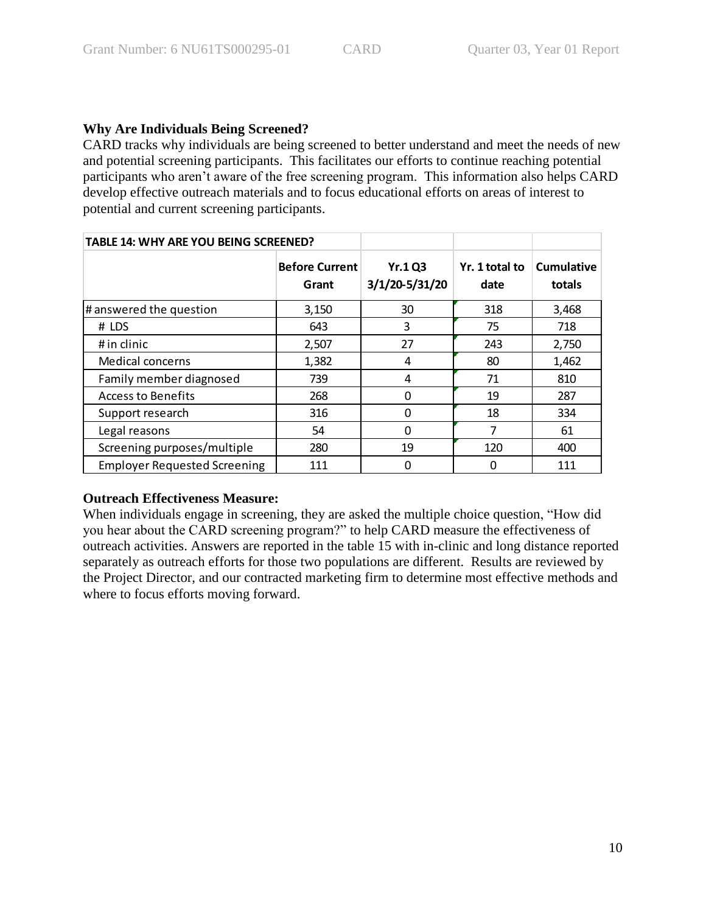**Why Are Individuals Being Screened?**

CARD tracks why individuals are being screened to better understand and meet the needs of new and potential screening participants. This facilitates our efforts to continue reaching potential participants who aren't aware of the free screening program. This information also helps CARD develop effective outreach materials and to focus educational efforts on areas of interest to potential and current screening participants.

**TABLE 14: WHY ARE YOU BEING SCREENED?**

| | Before Current Grant | Yr.1 Q3 3/1/20-5/31/20 | Yr. 1 total to date | Cumulative totals |
|---|---|---|---|---|
| # answered the question | 3,150 | 30 | 318 | 3,468 |
| # LDS | 643 | 3 | 75 | 718 |
| # in clinic | 2,507 | 27 | 243 | 2,750 |
| Medical concerns | 1,382 | 4 | 80 | 1,462 |
| Family member diagnosed | 739 | 4 | 71 | 810 |
| Access to Benefits | 268 | 0 | 19 | 287 |
| Support research | 316 | 0 | 18 | 334 |
| Legal reasons | 54 | 0 | 7 | 61 |
| Screening purposes/multiple | 280 | 19 | 120 | 400 |
| Employer Requested Screening | 111 | 0 | 0 | 111 |

**Outreach Effectiveness Measure:**

When individuals engage in screening, they are asked the multiple choice question, "How did you hear about the CARD screening program?" to help CARD measure the effectiveness of outreach activities. Answers are reported in the table 15 with in-clinic and long distance reported separately as outreach efforts for those two populations are different. Results are reviewed by the Project Director, and our contracted marketing firm to determine most effective methods and where to focus efforts moving forward.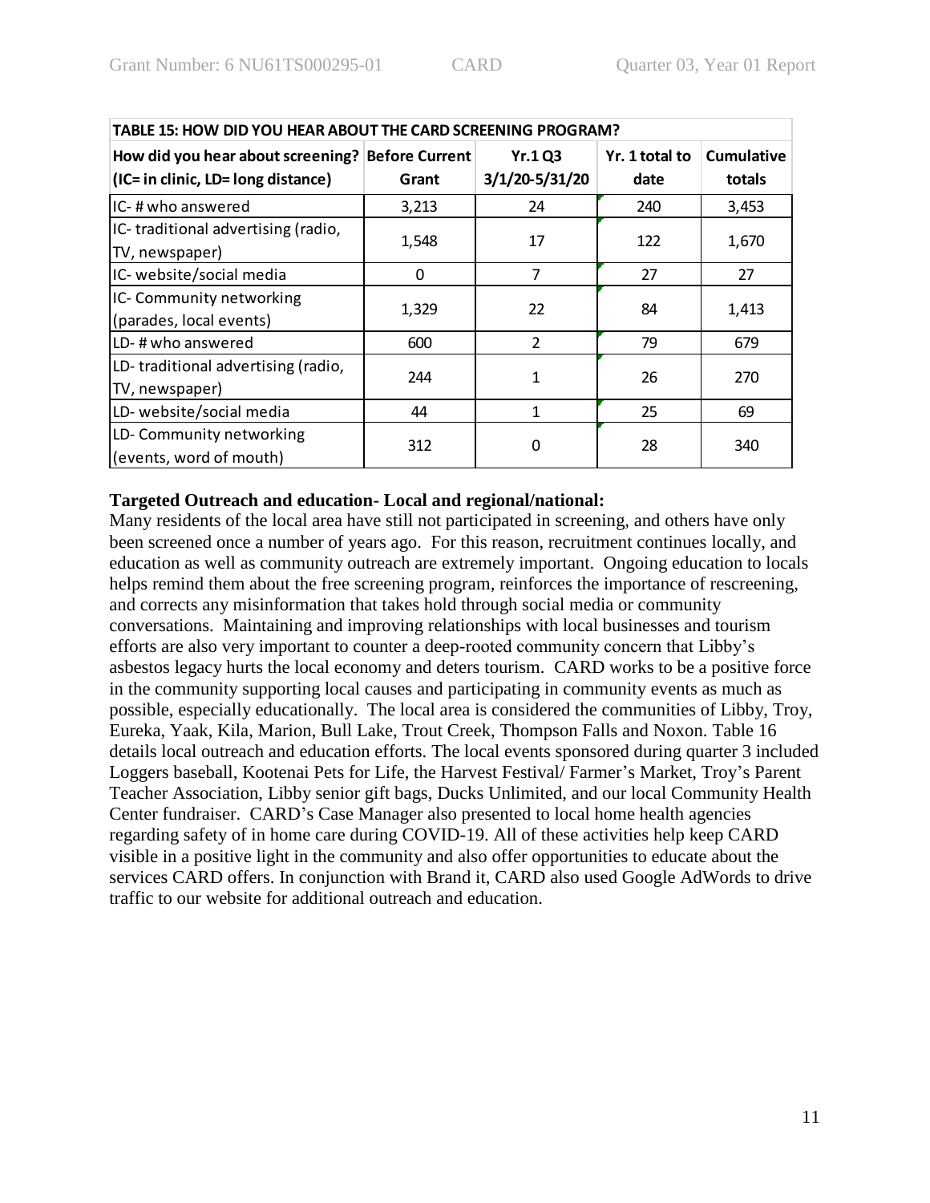| TABLE 15: HOW DID YOU HEAR ABOUT THE CARD SCREENING PROGRAM? | | | | |
|---|---|---|---|---|
| How did you hear about screening? (IC= in clinic, LD= long distance) | Before Current Grant | Yr.1 Q3 3/1/20-5/31/20 | Yr. 1 total to date | Cumulative totals |
| IC- # who answered | 3,213 | 24 | 240 | 3,453 |
| IC- traditional advertising (radio, TV, newspaper) | 1,548 | 17 | 122 | 1,670 |
| IC- website/social media | 0 | 7 | 27 | 27 |
| IC- Community networking (parades, local events) | 1,329 | 22 | 84 | 1,413 |
| LD- # who answered | 600 | 2 | 79 | 679 |
| LD- traditional advertising (radio, TV, newspaper) | 244 | 1 | 26 | 270 |
| LD- website/social media | 44 | 1 | 25 | 69 |
| LD- Community networking (events, word of mouth) | 312 | 0 | 28 | 340 |

**Targeted Outreach and education- Local and regional/national:**

Many residents of the local area have still not participated in screening, and others have only been screened once a number of years ago. For this reason, recruitment continues locally, and education as well as community outreach are extremely important. Ongoing education to locals helps remind them about the free screening program, reinforces the importance of rescreening, and corrects any misinformation that takes hold through social media or community conversations. Maintaining and improving relationships with local businesses and tourism efforts are also very important to counter a deep-rooted community concern that Libby's asbestos legacy hurts the local economy and deters tourism. CARD works to be a positive force in the community supporting local causes and participating in community events as much as possible, especially educationally. The local area is considered the communities of Libby, Troy, Eureka, Yaak, Kila, Marion, Bull Lake, Trout Creek, Thompson Falls and Noxon. Table 16 details local outreach and education efforts. The local events sponsored during quarter 3 included Loggers baseball, Kootenai Pets for Life, the Harvest Festival/ Farmer's Market, Troy's Parent Teacher Association, Libby senior gift bags, Ducks Unlimited, and our local Community Health Center fundraiser. CARD's Case Manager also presented to local home health agencies regarding safety of in home care during COVID-19. All of these activities help keep CARD visible in a positive light in the community and also offer opportunities to educate about the services CARD offers. In conjunction with Brand it, CARD also used Google AdWords to drive traffic to our website for additional outreach and education.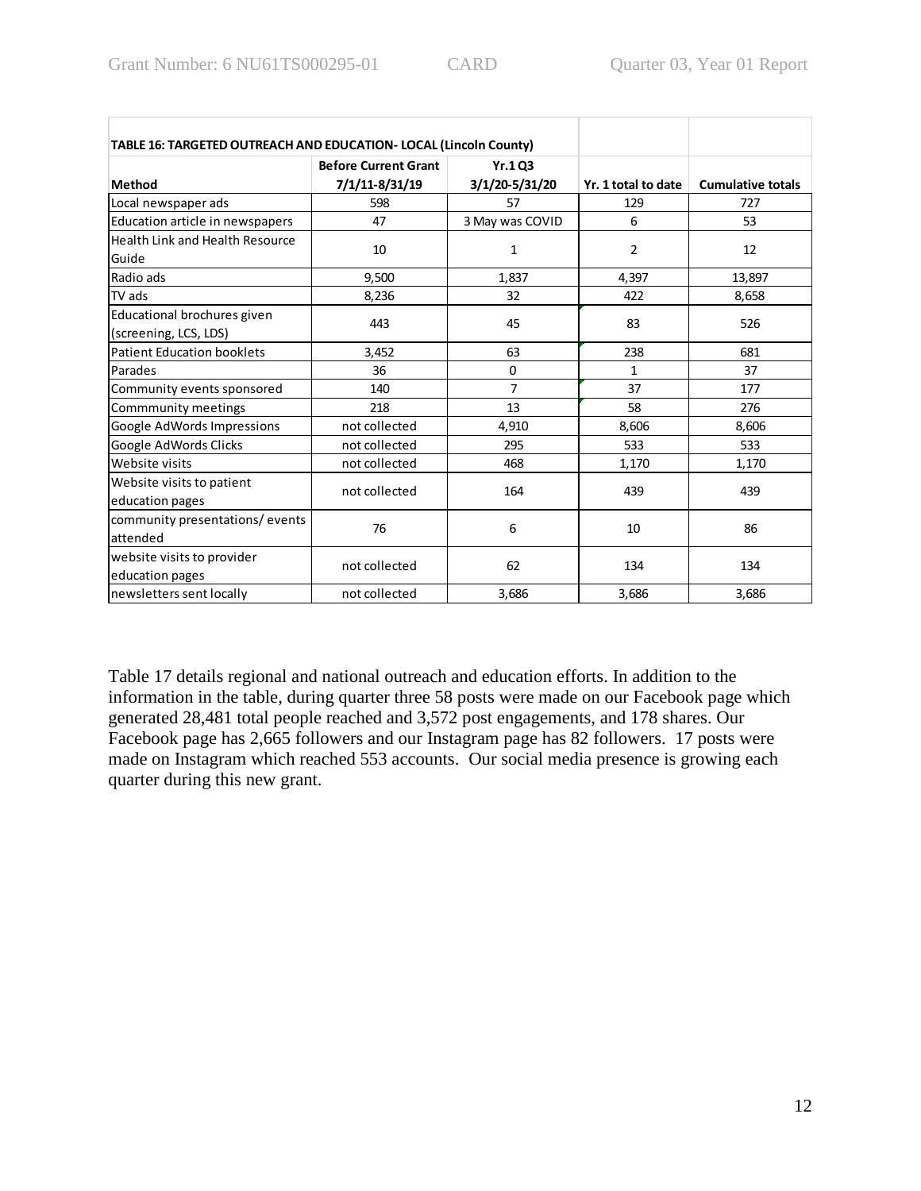| TABLE 16: TARGETED OUTREACH AND EDUCATION- LOCAL (Lincoln County) | | | | |
|---|---|---|---|---|
| **Method** | **Before Current Grant 7/1/11-8/31/19** | **Yr.1 Q3 3/1/20-5/31/20** | **Yr. 1 total to date** | **Cumulative totals** |
| Local newspaper ads | 598 | 57 | 129 | 727 |
| Education article in newspapers | 47 | 3 May was COVID | 6 | 53 |
| Health Link and Health Resource Guide | 10 | 1 | 2 | 12 |
| Radio ads | 9,500 | 1,837 | 4,397 | 13,897 |
| TV ads | 8,236 | 32 | 422 | 8,658 |
| Educational brochures given (screening, LCS, LDS) | 443 | 45 | 83 | 526 |
| Patient Education booklets | 3,452 | 63 | 238 | 681 |
| Parades | 36 | 0 | 1 | 37 |
| Community events sponsored | 140 | 7 | 37 | 177 |
| Commmunity meetings | 218 | 13 | 58 | 276 |
| Google AdWords Impressions | not collected | 4,910 | 8,606 | 8,606 |
| Google AdWords Clicks | not collected | 295 | 533 | 533 |
| Website visits | not collected | 468 | 1,170 | 1,170 |
| Website visits to patient education pages | not collected | 164 | 439 | 439 |
| community presentations/ events attended | 76 | 6 | 10 | 86 |
| website visits to provider education pages | not collected | 62 | 134 | 134 |
| newsletters sent locally | not collected | 3,686 | 3,686 | 3,686 |

Table 17 details regional and national outreach and education efforts. In addition to the information in the table, during quarter three 58 posts were made on our Facebook page which generated 28,481 total people reached and 3,572 post engagements, and 178 shares. Our Facebook page has 2,665 followers and our Instagram page has 82 followers. 17 posts were made on Instagram which reached 553 accounts. Our social media presence is growing each quarter during this new grant.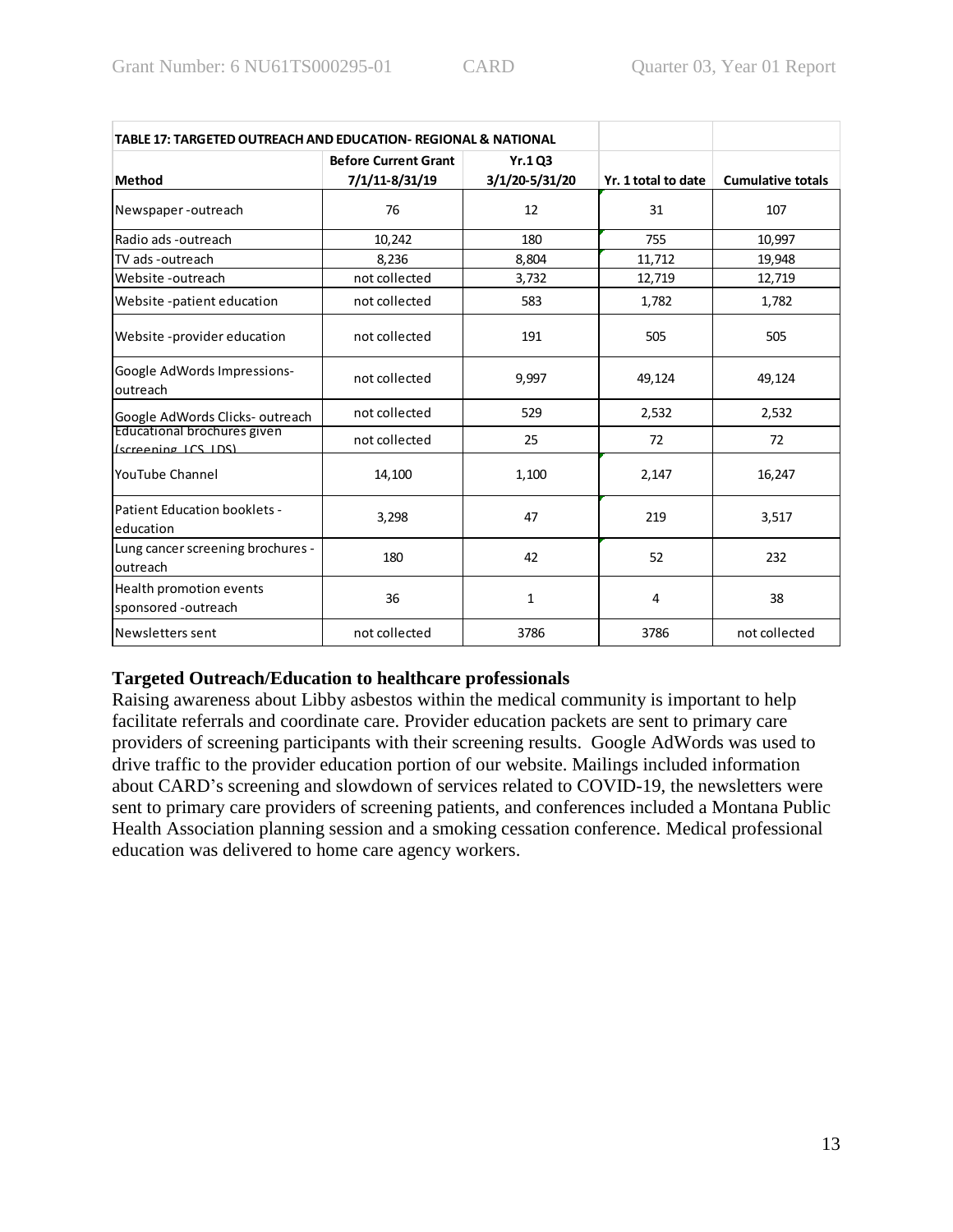| TABLE 17: TARGETED OUTREACH AND EDUCATION- REGIONAL & NATIONAL | | | | |
|---|---|---|---|---|
| **Method** | **Before Current Grant 7/1/11-8/31/19** | **Yr.1 Q3 3/1/20-5/31/20** | **Yr. 1 total to date** | **Cumulative totals** |
| Newspaper -outreach | 76 | 12 | 31 | 107 |
| Radio ads -outreach | 10,242 | 180 | 755 | 10,997 |
| TV ads -outreach | 8,236 | 8,804 | 11,712 | 19,948 |
| Website -outreach | not collected | 3,732 | 12,719 | 12,719 |
| Website -patient education | not collected | 583 | 1,782 | 1,782 |
| Website -provider education | not collected | 191 | 505 | 505 |
| Google AdWords Impressions-outreach | not collected | 9,997 | 49,124 | 49,124 |
| Google AdWords Clicks- outreach | not collected | 529 | 2,532 | 2,532 |
| Educational brochures given (screening, LCS, LDS) | not collected | 25 | 72 | 72 |
| YouTube Channel | 14,100 | 1,100 | 2,147 | 16,247 |
| Patient Education booklets - education | 3,298 | 47 | 219 | 3,517 |
| Lung cancer screening brochures - outreach | 180 | 42 | 52 | 232 |
| Health promotion events sponsored -outreach | 36 | 1 | 4 | 38 |
| Newsletters sent | not collected | 3786 | 3786 | not collected |

**Targeted Outreach/Education to healthcare professionals**

Raising awareness about Libby asbestos within the medical community is important to help facilitate referrals and coordinate care. Provider education packets are sent to primary care providers of screening participants with their screening results. Google AdWords was used to drive traffic to the provider education portion of our website. Mailings included information about CARD's screening and slowdown of services related to COVID-19, the newsletters were sent to primary care providers of screening patients, and conferences included a Montana Public Health Association planning session and a smoking cessation conference. Medical professional education was delivered to home care agency workers.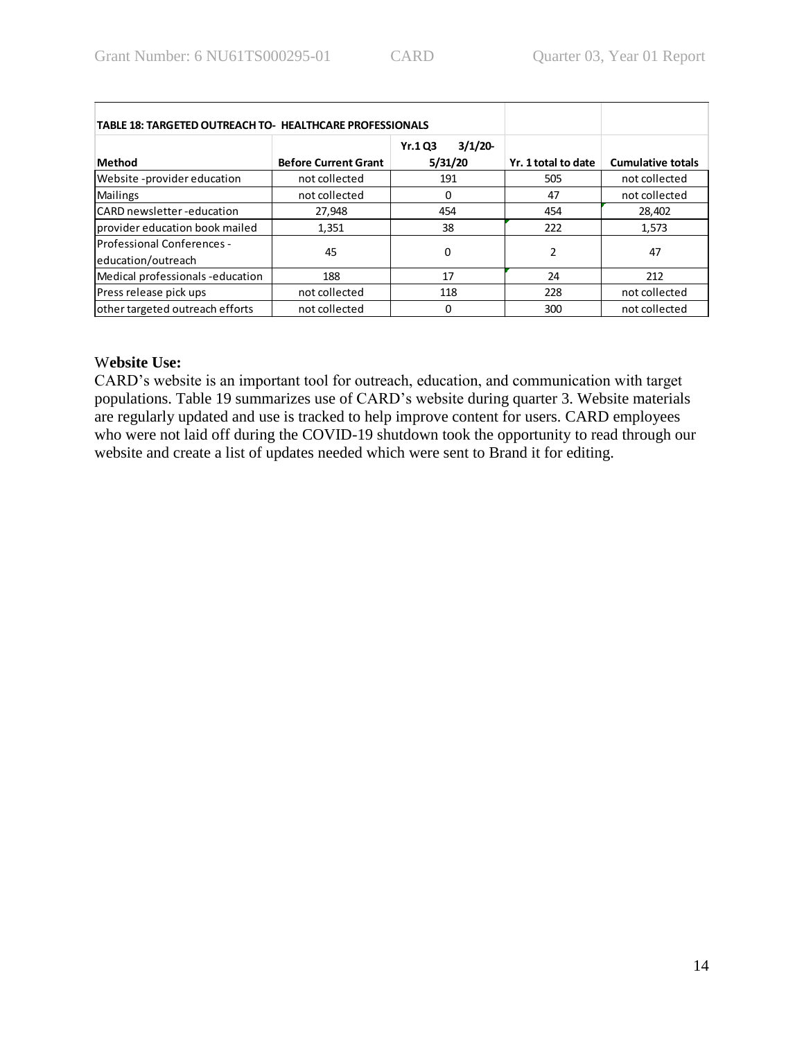| TABLE 18: TARGETED OUTREACH TO- HEALTHCARE PROFESSIONALS | | | | |
|---|---|---|---|---|
| Method | Before Current Grant | Yr.1 Q3 3/1/20-5/31/20 | Yr. 1 total to date | Cumulative totals |
| Website -provider education | not collected | 191 | 505 | not collected |
| Mailings | not collected | 0 | 47 | not collected |
| CARD newsletter -education | 27,948 | 454 | 454 | 28,402 |
| provider education book mailed | 1,351 | 38 | 222 | 1,573 |
| Professional Conferences - education/outreach | 45 | 0 | 2 | 47 |
| Medical professionals -education | 188 | 17 | 24 | 212 |
| Press release pick ups | not collected | 118 | 228 | not collected |
| other targeted outreach efforts | not collected | 0 | 300 | not collected |

**Website Use:**

CARD's website is an important tool for outreach, education, and communication with target populations. Table 19 summarizes use of CARD's website during quarter 3. Website materials are regularly updated and use is tracked to help improve content for users. CARD employees who were not laid off during the COVID-19 shutdown took the opportunity to read through our website and create a list of updates needed which were sent to Brand it for editing.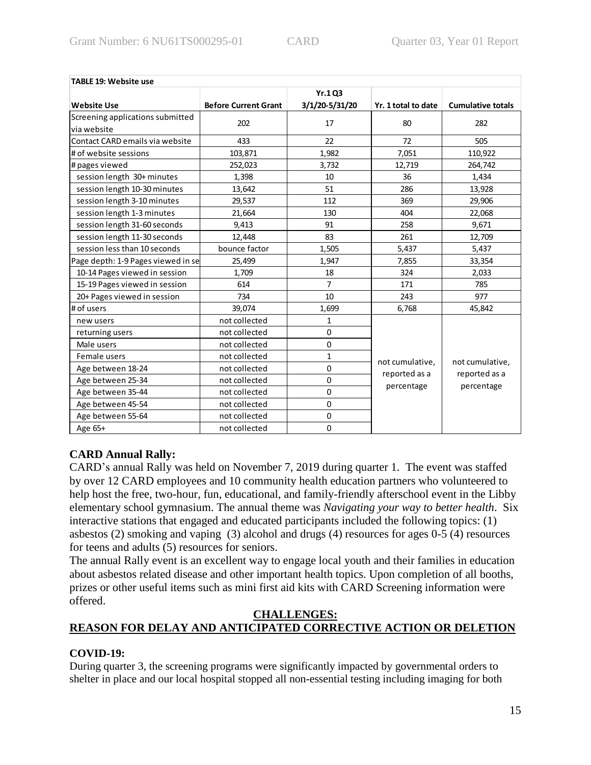**TABLE 19: Website use**

| Website Use | Before Current Grant | Yr.1 Q3 3/1/20-5/31/20 | Yr. 1 total to date | Cumulative totals |
|---|---|---|---|---|
| Screening applications submitted via website | 202 | 17 | 80 | 282 |
| Contact CARD emails via website | 433 | 22 | 72 | 505 |
| # of website sessions | 103,871 | 1,982 | 7,051 | 110,922 |
| # pages viewed | 252,023 | 3,732 | 12,719 | 264,742 |
| session length 30+ minutes | 1,398 | 10 | 36 | 1,434 |
| session length 10-30 minutes | 13,642 | 51 | 286 | 13,928 |
| session length 3-10 minutes | 29,537 | 112 | 369 | 29,906 |
| session length 1-3 minutes | 21,664 | 130 | 404 | 22,068 |
| session length 31-60 seconds | 9,413 | 91 | 258 | 9,671 |
| session length 11-30 seconds | 12,448 | 83 | 261 | 12,709 |
| session less than 10 seconds | bounce factor | 1,505 | 5,437 | 5,437 |
| Page depth: 1-9 Pages viewed in se | 25,499 | 1,947 | 7,855 | 33,354 |
| 10-14 Pages viewed in session | 1,709 | 18 | 324 | 2,033 |
| 15-19 Pages viewed in session | 614 | 7 | 171 | 785 |
| 20+ Pages viewed in session | 734 | 10 | 243 | 977 |
| # of users | 39,074 | 1,699 | 6,768 | 45,842 |
| new users | not collected | 1 | not cumulative, reported as a percentage | not cumulative, reported as a percentage |
| returning users | not collected | 0 | | |
| Male users | not collected | 0 | | |
| Female users | not collected | 1 | | |
| Age between 18-24 | not collected | 0 | | |
| Age between 25-34 | not collected | 0 | | |
| Age between 35-44 | not collected | 0 | | |
| Age between 45-54 | not collected | 0 | | |
| Age between 55-64 | not collected | 0 | | |
| Age 65+ | not collected | 0 | | |

**CARD Annual Rally:**

CARD's annual Rally was held on November 7, 2019 during quarter 1. The event was staffed by over 12 CARD employees and 10 community health education partners who volunteered to help host the free, two-hour, fun, educational, and family-friendly afterschool event in the Libby elementary school gymnasium. The annual theme was *Navigating your way to better health*. Six interactive stations that engaged and educated participants included the following topics: (1) asbestos (2) smoking and vaping (3) alcohol and drugs (4) resources for ages 0-5 (4) resources for teens and adults (5) resources for seniors.

The annual Rally event is an excellent way to engage local youth and their families in education about asbestos related disease and other important health topics. Upon completion of all booths, prizes or other useful items such as mini first aid kits with CARD Screening information were offered.

## CHALLENGES:
## REASON FOR DELAY AND ANTICIPATED CORRECTIVE ACTION OR DELETION

**COVID-19:**

During quarter 3, the screening programs were significantly impacted by governmental orders to shelter in place and our local hospital stopped all non-essential testing including imaging for both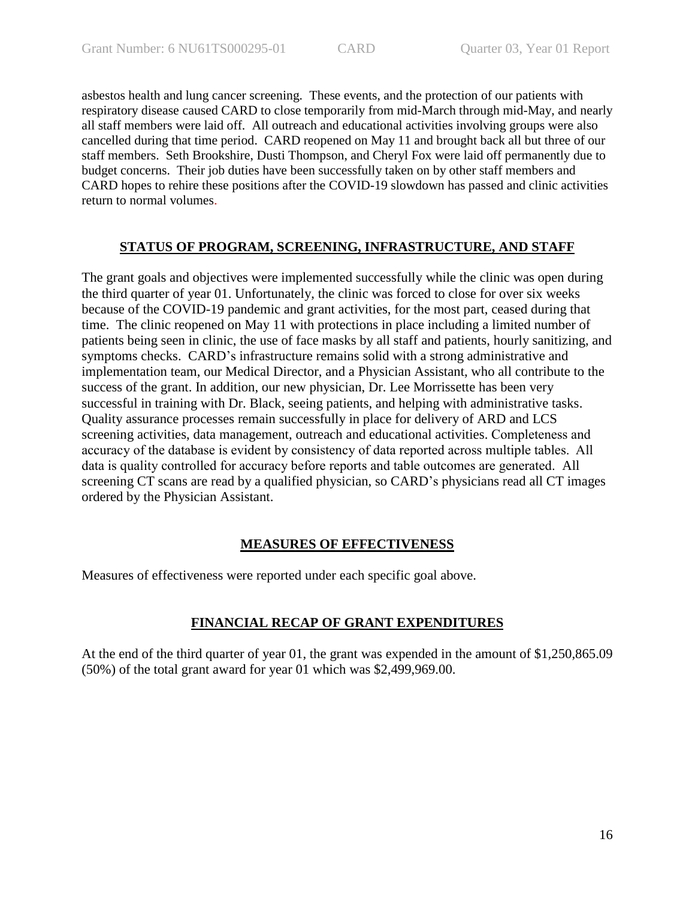asbestos health and lung cancer screening. These events, and the protection of our patients with respiratory disease caused CARD to close temporarily from mid-March through mid-May, and nearly all staff members were laid off. All outreach and educational activities involving groups were also cancelled during that time period. CARD reopened on May 11 and brought back all but three of our staff members. Seth Brookshire, Dusti Thompson, and Cheryl Fox were laid off permanently due to budget concerns. Their job duties have been successfully taken on by other staff members and CARD hopes to rehire these positions after the COVID-19 slowdown has passed and clinic activities return to normal volumes.

## STATUS OF PROGRAM, SCREENING, INFRASTRUCTURE, AND STAFF

The grant goals and objectives were implemented successfully while the clinic was open during the third quarter of year 01. Unfortunately, the clinic was forced to close for over six weeks because of the COVID-19 pandemic and grant activities, for the most part, ceased during that time. The clinic reopened on May 11 with protections in place including a limited number of patients being seen in clinic, the use of face masks by all staff and patients, hourly sanitizing, and symptoms checks. CARD's infrastructure remains solid with a strong administrative and implementation team, our Medical Director, and a Physician Assistant, who all contribute to the success of the grant. In addition, our new physician, Dr. Lee Morrissette has been very successful in training with Dr. Black, seeing patients, and helping with administrative tasks. Quality assurance processes remain successfully in place for delivery of ARD and LCS screening activities, data management, outreach and educational activities. Completeness and accuracy of the database is evident by consistency of data reported across multiple tables. All data is quality controlled for accuracy before reports and table outcomes are generated. All screening CT scans are read by a qualified physician, so CARD's physicians read all CT images ordered by the Physician Assistant.

## MEASURES OF EFFECTIVENESS

Measures of effectiveness were reported under each specific goal above.

## FINANCIAL RECAP OF GRANT EXPENDITURES

At the end of the third quarter of year 01, the grant was expended in the amount of $1,250,865.09 (50%) of the total grant award for year 01 which was $2,499,969.00.